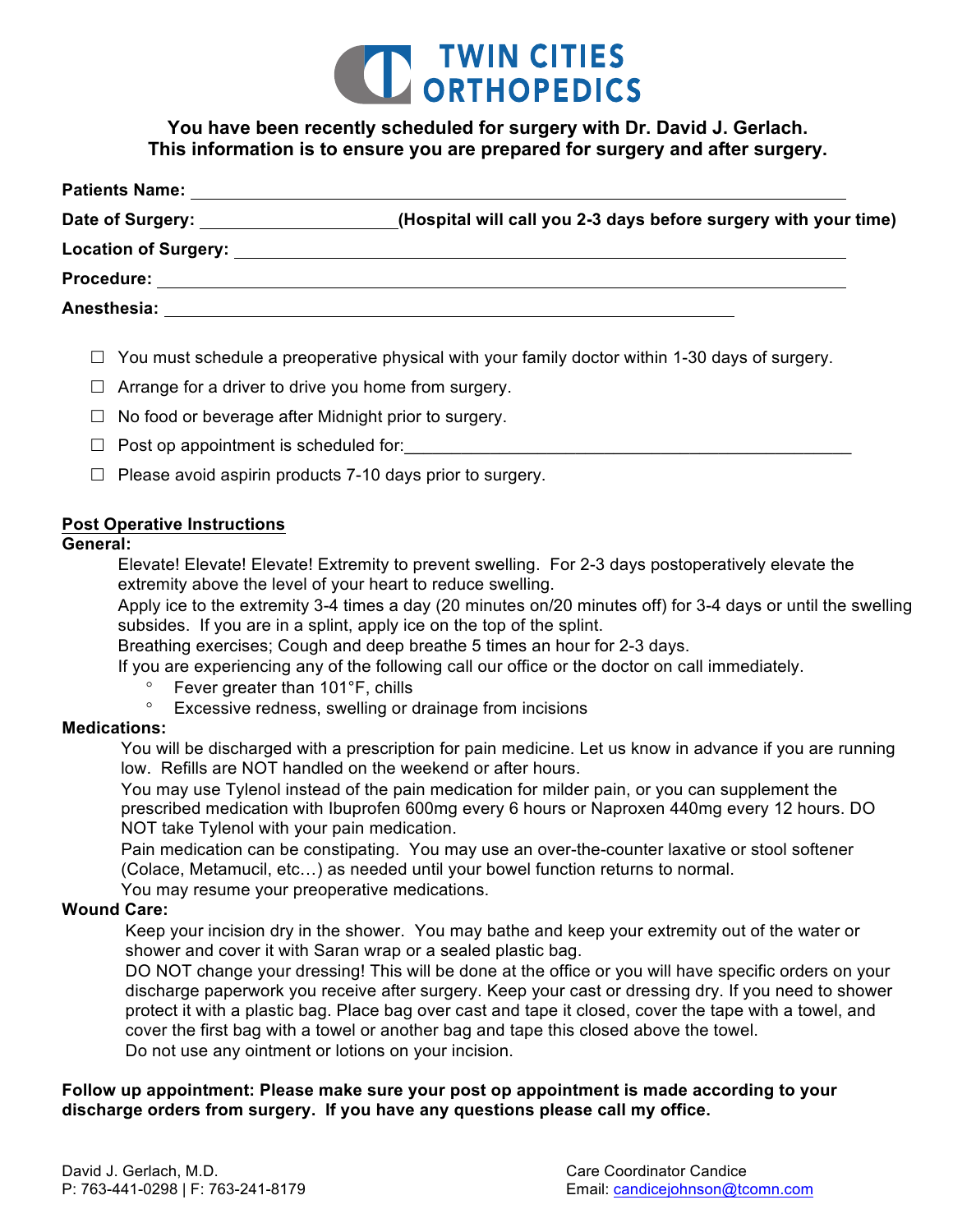# TWIN CITIES ORTHOPEDICS

**You have been recently scheduled for surgery with Dr. David J. Gerlach.**
**This information is to ensure you are prepared for surgery and after surgery.**

**Patients Name:** ____________________________________________

**Date of Surgery:** ____________________ **(Hospital will call you 2-3 days before surgery with your time)**

**Location of Surgery:** ____________________________________________

**Procedure:** ____________________________________________

**Anesthesia:** ____________________________________________

- ☐ You must schedule a preoperative physical with your family doctor within 1-30 days of surgery.
- ☐ Arrange for a driver to drive you home from surgery.
- ☐ No food or beverage after Midnight prior to surgery.
- ☐ Post op appointment is scheduled for:____________________________________________
- ☐ Please avoid aspirin products 7-10 days prior to surgery.

## Post Operative Instructions

**General:**

Elevate! Elevate! Elevate! Extremity to prevent swelling. For 2-3 days postoperatively elevate the extremity above the level of your heart to reduce swelling.

Apply ice to the extremity 3-4 times a day (20 minutes on/20 minutes off) for 3-4 days or until the swelling subsides. If you are in a splint, apply ice on the top of the splint.

Breathing exercises; Cough and deep breathe 5 times an hour for 2-3 days.

If you are experiencing any of the following call our office or the doctor on call immediately.

- Fever greater than 101°F, chills
- Excessive redness, swelling or drainage from incisions

**Medications:**

You will be discharged with a prescription for pain medicine. Let us know in advance if you are running low. Refills are NOT handled on the weekend or after hours.

You may use Tylenol instead of the pain medication for milder pain, or you can supplement the prescribed medication with Ibuprofen 600mg every 6 hours or Naproxen 440mg every 12 hours. DO NOT take Tylenol with your pain medication.

Pain medication can be constipating. You may use an over-the-counter laxative or stool softener (Colace, Metamucil, etc…) as needed until your bowel function returns to normal.

You may resume your preoperative medications.

**Wound Care:**

Keep your incision dry in the shower. You may bathe and keep your extremity out of the water or shower and cover it with Saran wrap or a sealed plastic bag.

DO NOT change your dressing! This will be done at the office or you will have specific orders on your discharge paperwork you receive after surgery. Keep your cast or dressing dry. If you need to shower protect it with a plastic bag. Place bag over cast and tape it closed, cover the tape with a towel, and cover the first bag with a towel or another bag and tape this closed above the towel.

Do not use any ointment or lotions on your incision.

**Follow up appointment: Please make sure your post op appointment is made according to your discharge orders from surgery. If you have any questions please call my office.**

David J. Gerlach, M.D.
P: 763-441-0298 | F: 763-241-8179

Care Coordinator Candice
Email: candicejohnson@tcomn.com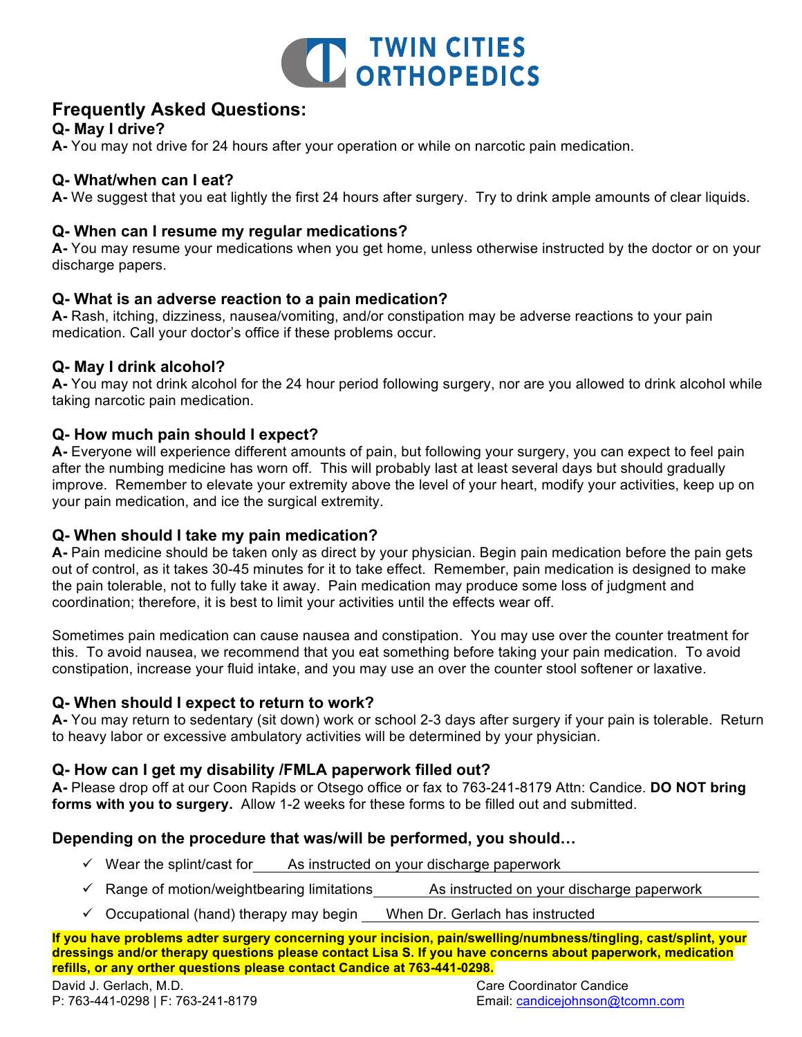# TWIN CITIES ORTHOPEDICS

## Frequently Asked Questions:

**Q- May I drive?**
**A-** You may not drive for 24 hours after your operation or while on narcotic pain medication.

**Q- What/when can I eat?**
**A-** We suggest that you eat lightly the first 24 hours after surgery. Try to drink ample amounts of clear liquids.

**Q- When can I resume my regular medications?**
**A-** You may resume your medications when you get home, unless otherwise instructed by the doctor or on your discharge papers.

**Q- What is an adverse reaction to a pain medication?**
**A-** Rash, itching, dizziness, nausea/vomiting, and/or constipation may be adverse reactions to your pain medication. Call your doctor's office if these problems occur.

**Q- May I drink alcohol?**
**A-** You may not drink alcohol for the 24 hour period following surgery, nor are you allowed to drink alcohol while taking narcotic pain medication.

**Q- How much pain should I expect?**
**A-** Everyone will experience different amounts of pain, but following your surgery, you can expect to feel pain after the numbing medicine has worn off. This will probably last at least several days but should gradually improve. Remember to elevate your extremity above the level of your heart, modify your activities, keep up on your pain medication, and ice the surgical extremity.

**Q- When should I take my pain medication?**
**A-** Pain medicine should be taken only as direct by your physician. Begin pain medication before the pain gets out of control, as it takes 30-45 minutes for it to take effect. Remember, pain medication is designed to make the pain tolerable, not to fully take it away. Pain medication may produce some loss of judgment and coordination; therefore, it is best to limit your activities until the effects wear off.

Sometimes pain medication can cause nausea and constipation. You may use over the counter treatment for this. To avoid nausea, we recommend that you eat something before taking your pain medication. To avoid constipation, increase your fluid intake, and you may use an over the counter stool softener or laxative.

**Q- When should I expect to return to work?**
**A-** You may return to sedentary (sit down) work or school 2-3 days after surgery if your pain is tolerable. Return to heavy labor or excessive ambulatory activities will be determined by your physician.

**Q- How can I get my disability /FMLA paperwork filled out?**
**A-** Please drop off at our Coon Rapids or Otsego office or fax to 763-241-8179 Attn: Candice. **DO NOT bring forms with you to surgery.** Allow 1-2 weeks for these forms to be filled out and submitted.

**Depending on the procedure that was/will be performed, you should…**

- ✓ Wear the splint/cast for As instructed on your discharge paperwork
- ✓ Range of motion/weightbearing limitations As instructed on your discharge paperwork
- ✓ Occupational (hand) therapy may begin When Dr. Gerlach has instructed

**If you have problems adter surgery concerning your incision, pain/swelling/numbness/tingling, cast/splint, your dressings and/or therapy questions please contact Lisa S. If you have concerns about paperwork, medication refills, or any orther questions please contact Candice at 763-441-0298.**

David J. Gerlach, M.D.
P: 763-441-0298 | F: 763-241-8179

Care Coordinator Candice
Email: candicejohnson@tcomn.com